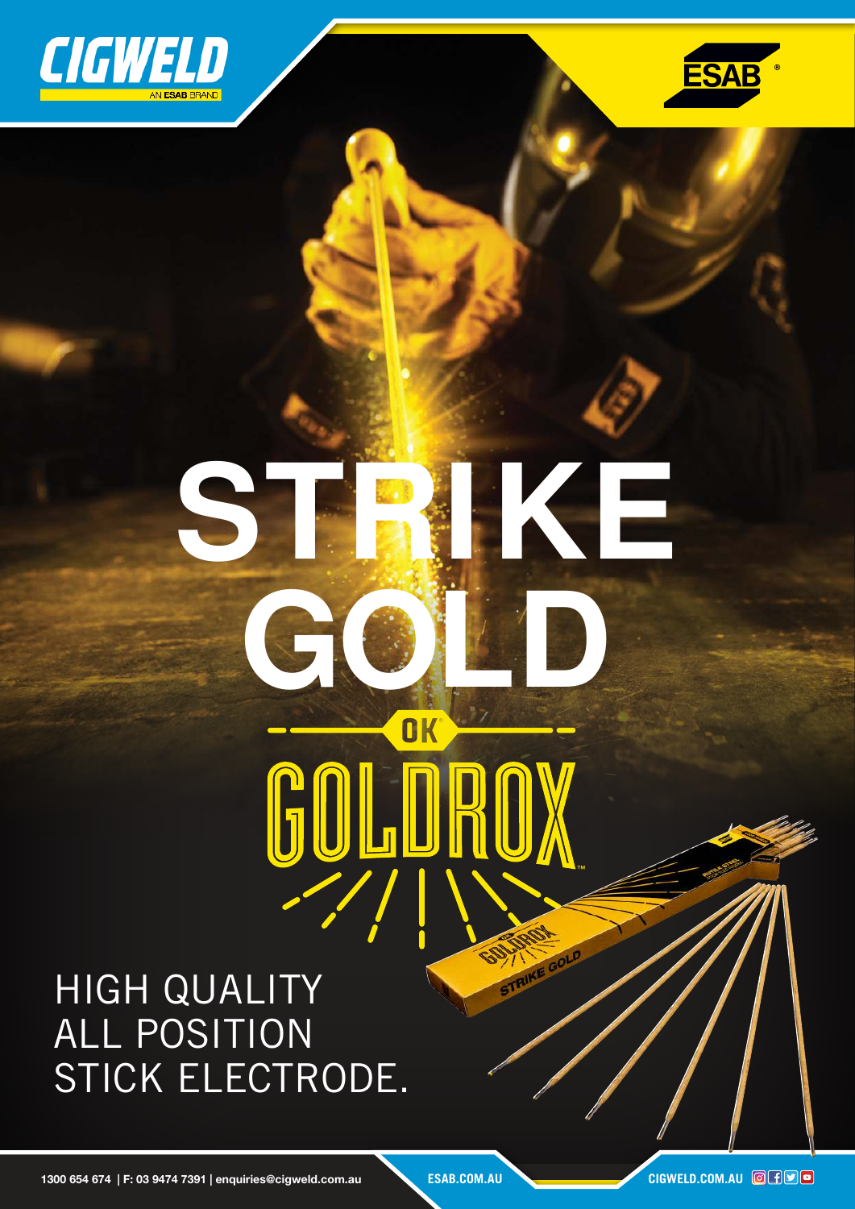CIGWELD
AN ESAB BRAND

ESAB®

# STRIKE GOLD

OK

# GOLDROX™

HIGH QUALITY
ALL POSITION
STICK ELECTRODE.

1300 654 674 | F: 03 9474 7391 | enquiries@cigweld.com.au

ESAB.COM.AU

CIGWELD.COM.AU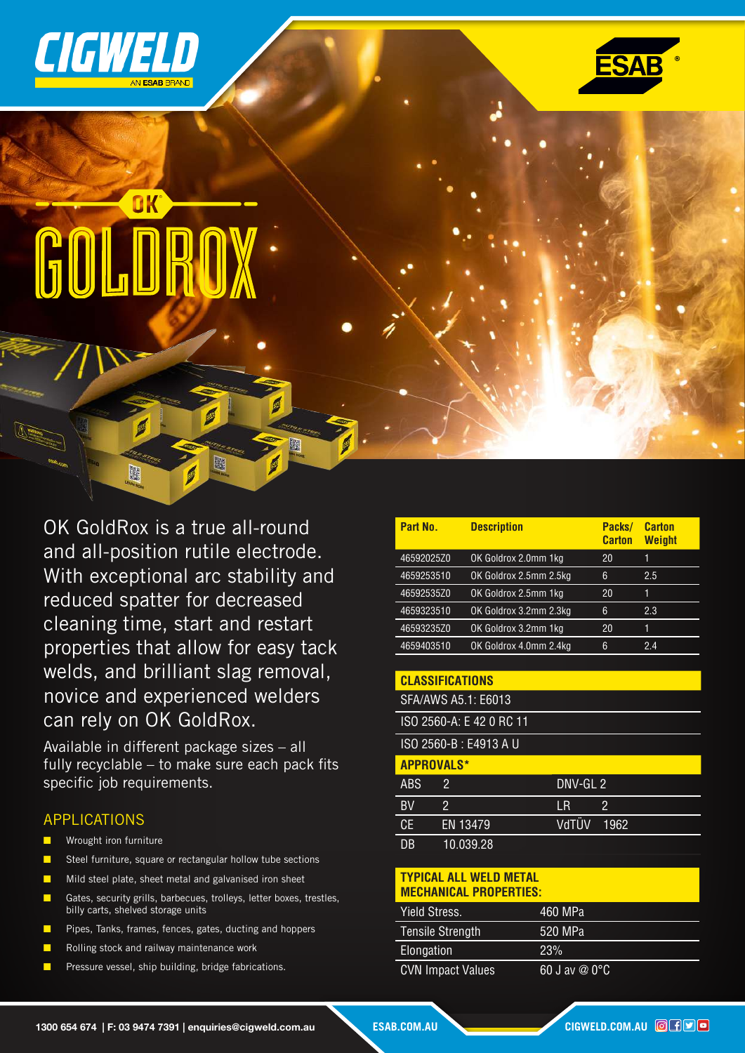# OK GOLDROX

OK GoldRox is a true all-round and all-position rutile electrode. With exceptional arc stability and reduced spatter for decreased cleaning time, start and restart properties that allow for easy tack welds, and brilliant slag removal, novice and experienced welders can rely on OK GoldRox.

Available in different package sizes – all fully recyclable – to make sure each pack fits specific job requirements.

## APPLICATIONS

- Wrought iron furniture
- Steel furniture, square or rectangular hollow tube sections
- Mild steel plate, sheet metal and galvanised iron sheet
- Gates, security grills, barbecues, trolleys, letter boxes, trestles, billy carts, shelved storage units
- Pipes, Tanks, frames, fences, gates, ducting and hoppers
- Rolling stock and railway maintenance work
- Pressure vessel, ship building, bridge fabrications.

| Part No. | Description | Packs/ Carton | Carton Weight |
|---|---|---|---|
| 46592025Z0 | OK Goldrox 2.0mm 1kg | 20 | 1 |
| 4659253510 | OK Goldrox 2.5mm 2.5kg | 6 | 2.5 |
| 46592535Z0 | OK Goldrox 2.5mm 1kg | 20 | 1 |
| 4659323510 | OK Goldrox 3.2mm 2.3kg | 6 | 2.3 |
| 46593235Z0 | OK Goldrox 3.2mm 1kg | 20 | 1 |
| 4659403510 | OK Goldrox 4.0mm 2.4kg | 6 | 2.4 |

## CLASSIFICATIONS

- SFA/AWS A5.1: E6013
- ISO 2560-A: E 42 0 RC 11
- ISO 2560-B : E4913 A U

## APPROVALS*

| | | | |
|---|---|---|---|
| ABS | 2 | DNV-GL 2 | |
| BV | 2 | LR | 2 |
| CE | EN 13479 | VdTÜV | 1962 |
| DB | 10.039.28 | | |

## TYPICAL ALL WELD METAL MECHANICAL PROPERTIES:

| | |
|---|---|
| Yield Stress. | 460 MPa |
| Tensile Strength | 520 MPa |
| Elongation | 23% |
| CVN Impact Values | 60 J av @ 0°C |

1300 654 674 | F: 03 9474 7391 | enquiries@cigweld.com.au | ESAB.COM.AU | CIGWELD.COM.AU